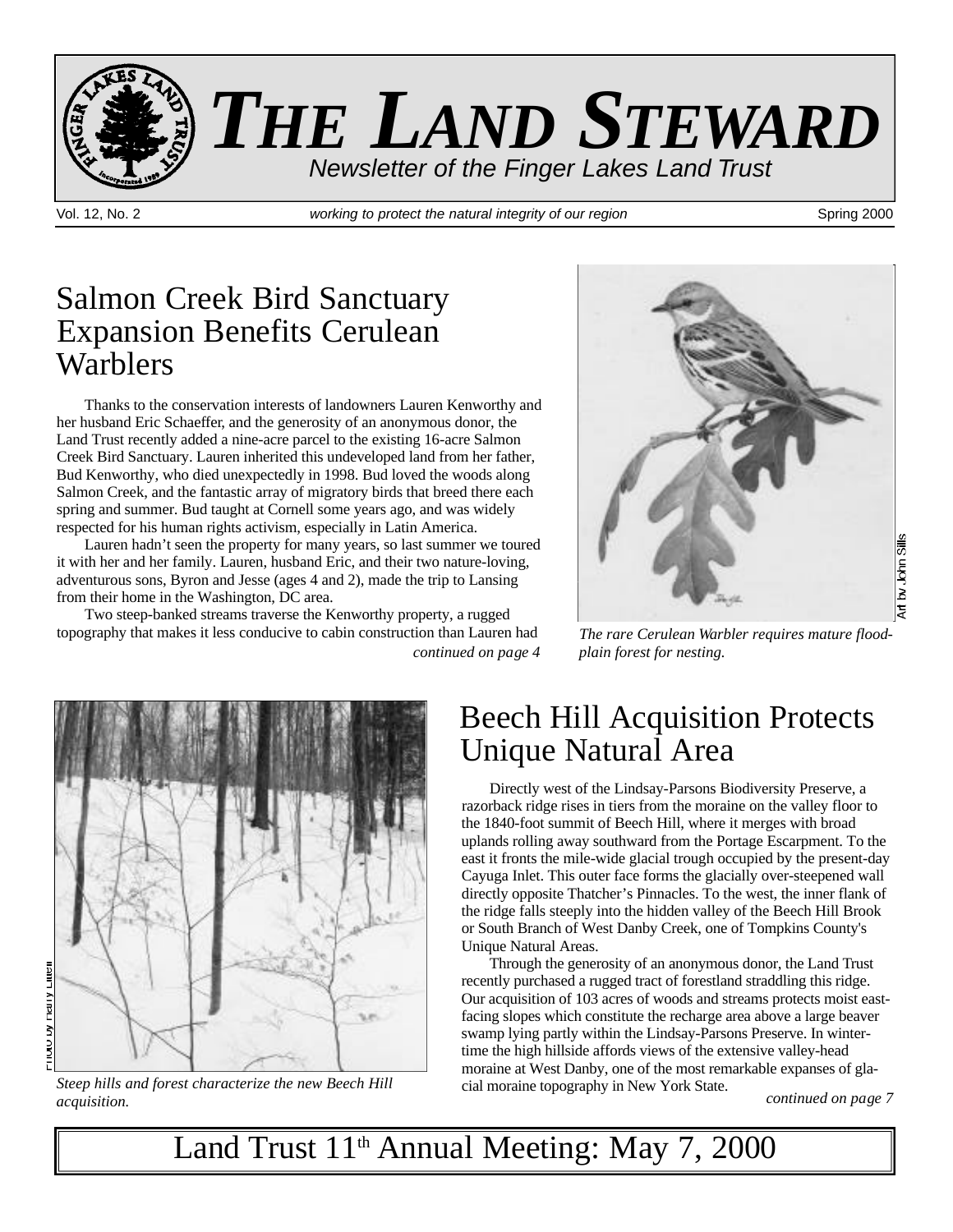# THE LAND STEWARD

*Newsletter of the Finger Lakes Land Trust*

Vol. 12, No. 2 — *working to protect the natural integrity of our region* — Spring 2000

## Salmon Creek Bird Sanctuary Expansion Benefits Cerulean Warblers

Thanks to the conservation interests of landowners Lauren Kenworthy and her husband Eric Schaeffer, and the generosity of an anonymous donor, the Land Trust recently added a nine-acre parcel to the existing 16-acre Salmon Creek Bird Sanctuary. Lauren inherited this undeveloped land from her father, Bud Kenworthy, who died unexpectedly in 1998. Bud loved the woods along Salmon Creek, and the fantastic array of migratory birds that breed there each spring and summer. Bud taught at Cornell some years ago, and was widely respected for his human rights activism, especially in Latin America.

Lauren hadn't seen the property for many years, so last summer we toured it with her and her family. Lauren, husband Eric, and their two nature-loving, adventurous sons, Byron and Jesse (ages 4 and 2), made the trip to Lansing from their home in the Washington, DC area.

Two steep-banked streams traverse the Kenworthy property, a rugged topography that makes it less conducive to cabin construction than Lauren had

*continued on page 4*

Art by John Sills

*The rare Cerulean Warbler requires mature flood-plain forest for nesting.*

## Beech Hill Acquisition Protects Unique Natural Area

Directly west of the Lindsay-Parsons Biodiversity Preserve, a razorback ridge rises in tiers from the moraine on the valley floor to the 1840-foot summit of Beech Hill, where it merges with broad uplands rolling away southward from the Portage Escarpment. To the east it fronts the mile-wide glacial trough occupied by the present-day Cayuga Inlet. This outer face forms the glacially over-steepened wall directly opposite Thatcher's Pinnacles. To the west, the inner flank of the ridge falls steeply into the hidden valley of the Beech Hill Brook or South Branch of West Danby Creek, one of Tompkins County's Unique Natural Areas.

Through the generosity of an anonymous donor, the Land Trust recently purchased a rugged tract of forestland straddling this ridge. Our acquisition of 103 acres of woods and streams protects moist east-facing slopes which constitute the recharge area above a large beaver swamp lying partly within the Lindsay-Parsons Preserve. In wintertime the high hillside affords views of the extensive valley-head moraine at West Danby, one of the most remarkable expanses of glacial moraine topography in New York State.

*continued on page 7*

Photo by Harry Littell

*Steep hills and forest characterize the new Beech Hill acquisition.*

## Land Trust 11th Annual Meeting: May 7, 2000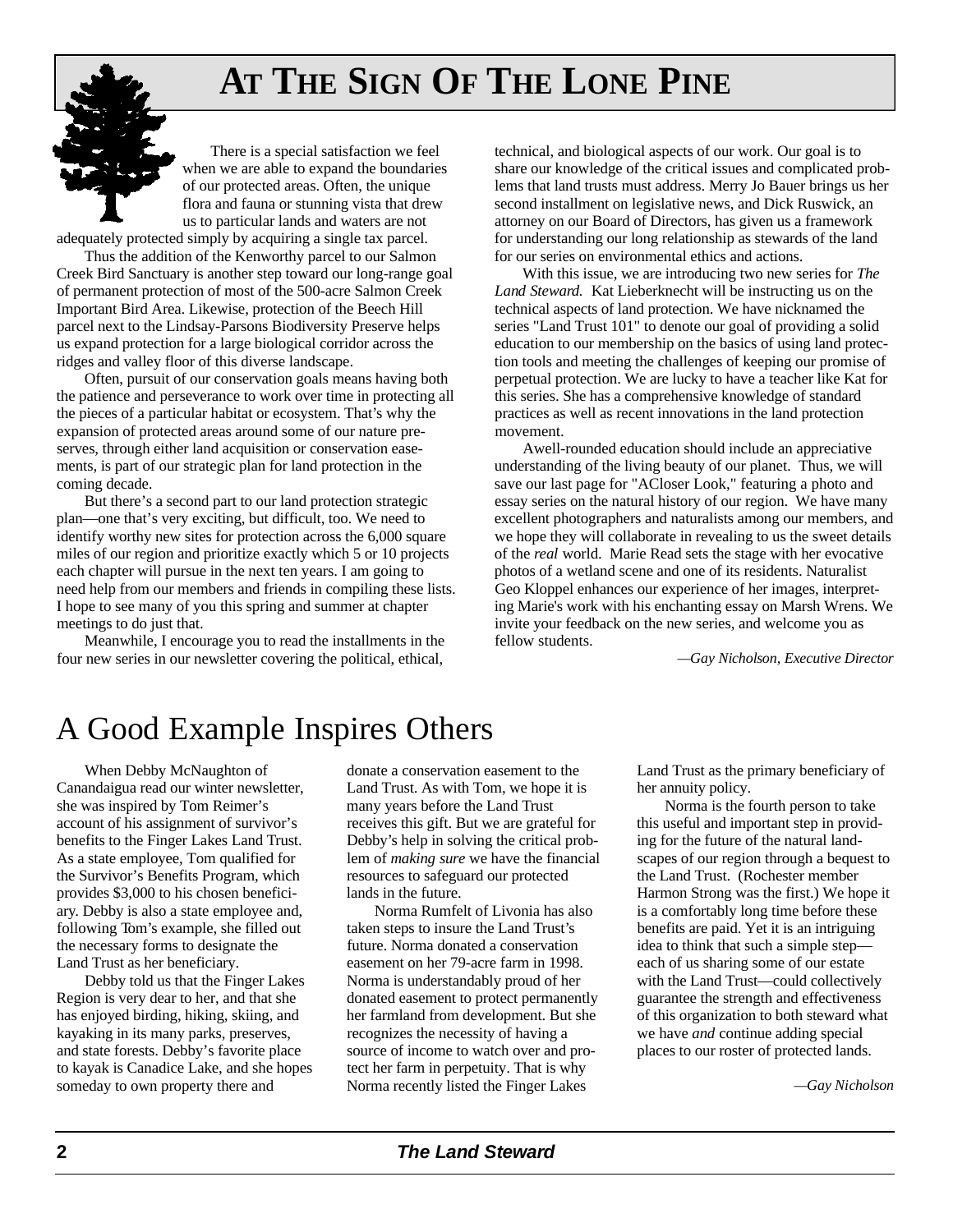# At The Sign Of The Lone Pine

There is a special satisfaction we feel when we are able to expand the boundaries of our protected areas. Often, the unique flora and fauna or stunning vista that drew us to particular lands and waters are not adequately protected simply by acquiring a single tax parcel.

Thus the addition of the Kenworthy parcel to our Salmon Creek Bird Sanctuary is another step toward our long-range goal of permanent protection of most of the 500-acre Salmon Creek Important Bird Area. Likewise, protection of the Beech Hill parcel next to the Lindsay-Parsons Biodiversity Preserve helps us expand protection for a large biological corridor across the ridges and valley floor of this diverse landscape.

Often, pursuit of our conservation goals means having both the patience and perseverance to work over time in protecting all the pieces of a particular habitat or ecosystem. That's why the expansion of protected areas around some of our nature preserves, through either land acquisition or conservation easements, is part of our strategic plan for land protection in the coming decade.

But there's a second part to our land protection strategic plan—one that's very exciting, but difficult, too. We need to identify worthy new sites for protection across the 6,000 square miles of our region and prioritize exactly which 5 or 10 projects each chapter will pursue in the next ten years. I am going to need help from our members and friends in compiling these lists. I hope to see many of you this spring and summer at chapter meetings to do just that.

Meanwhile, I encourage you to read the installments in the four new series in our newsletter covering the political, ethical, technical, and biological aspects of our work. Our goal is to share our knowledge of the critical issues and complicated problems that land trusts must address. Merry Jo Bauer brings us her second installment on legislative news, and Dick Ruswick, an attorney on our Board of Directors, has given us a framework for understanding our long relationship as stewards of the land for our series on environmental ethics and actions.

With this issue, we are introducing two new series for *The Land Steward.* Kat Lieberknecht will be instructing us on the technical aspects of land protection. We have nicknamed the series "Land Trust 101" to denote our goal of providing a solid education to our membership on the basics of using land protection tools and meeting the challenges of keeping our promise of perpetual protection. We are lucky to have a teacher like Kat for this series. She has a comprehensive knowledge of standard practices as well as recent innovations in the land protection movement.

Awell-rounded education should include an appreciative understanding of the living beauty of our planet. Thus, we will save our last page for "ACloser Look," featuring a photo and essay series on the natural history of our region. We have many excellent photographers and naturalists among our members, and we hope they will collaborate in revealing to us the sweet details of the *real* world. Marie Read sets the stage with her evocative photos of a wetland scene and one of its residents. Naturalist Geo Kloppel enhances our experience of her images, interpreting Marie's work with his enchanting essay on Marsh Wrens. We invite your feedback on the new series, and welcome you as fellow students.

*—Gay Nicholson, Executive Director*

# A Good Example Inspires Others

When Debby McNaughton of Canandaigua read our winter newsletter, she was inspired by Tom Reimer's account of his assignment of survivor's benefits to the Finger Lakes Land Trust. As a state employee, Tom qualified for the Survivor's Benefits Program, which provides $3,000 to his chosen beneficiary. Debby is also a state employee and, following Tom's example, she filled out the necessary forms to designate the Land Trust as her beneficiary.

Debby told us that the Finger Lakes Region is very dear to her, and that she has enjoyed birding, hiking, skiing, and kayaking in its many parks, preserves, and state forests. Debby's favorite place to kayak is Canadice Lake, and she hopes someday to own property there and donate a conservation easement to the Land Trust. As with Tom, we hope it is many years before the Land Trust receives this gift. But we are grateful for Debby's help in solving the critical problem of *making sure* we have the financial resources to safeguard our protected lands in the future.

Norma Rumfelt of Livonia has also taken steps to insure the Land Trust's future. Norma donated a conservation easement on her 79-acre farm in 1998. Norma is understandably proud of her donated easement to protect permanently her farmland from development. But she recognizes the necessity of having a source of income to watch over and protect her farm in perpetuity. That is why Norma recently listed the Finger Lakes Land Trust as the primary beneficiary of her annuity policy.

Norma is the fourth person to take this useful and important step in providing for the future of the natural landscapes of our region through a bequest to the Land Trust. (Rochester member Harmon Strong was the first.) We hope it is a comfortably long time before these benefits are paid. Yet it is an intriguing idea to think that such a simple step—each of us sharing some of our estate with the Land Trust—could collectively guarantee the strength and effectiveness of this organization to both steward what we have *and* continue adding special places to our roster of protected lands.

*—Gay Nicholson*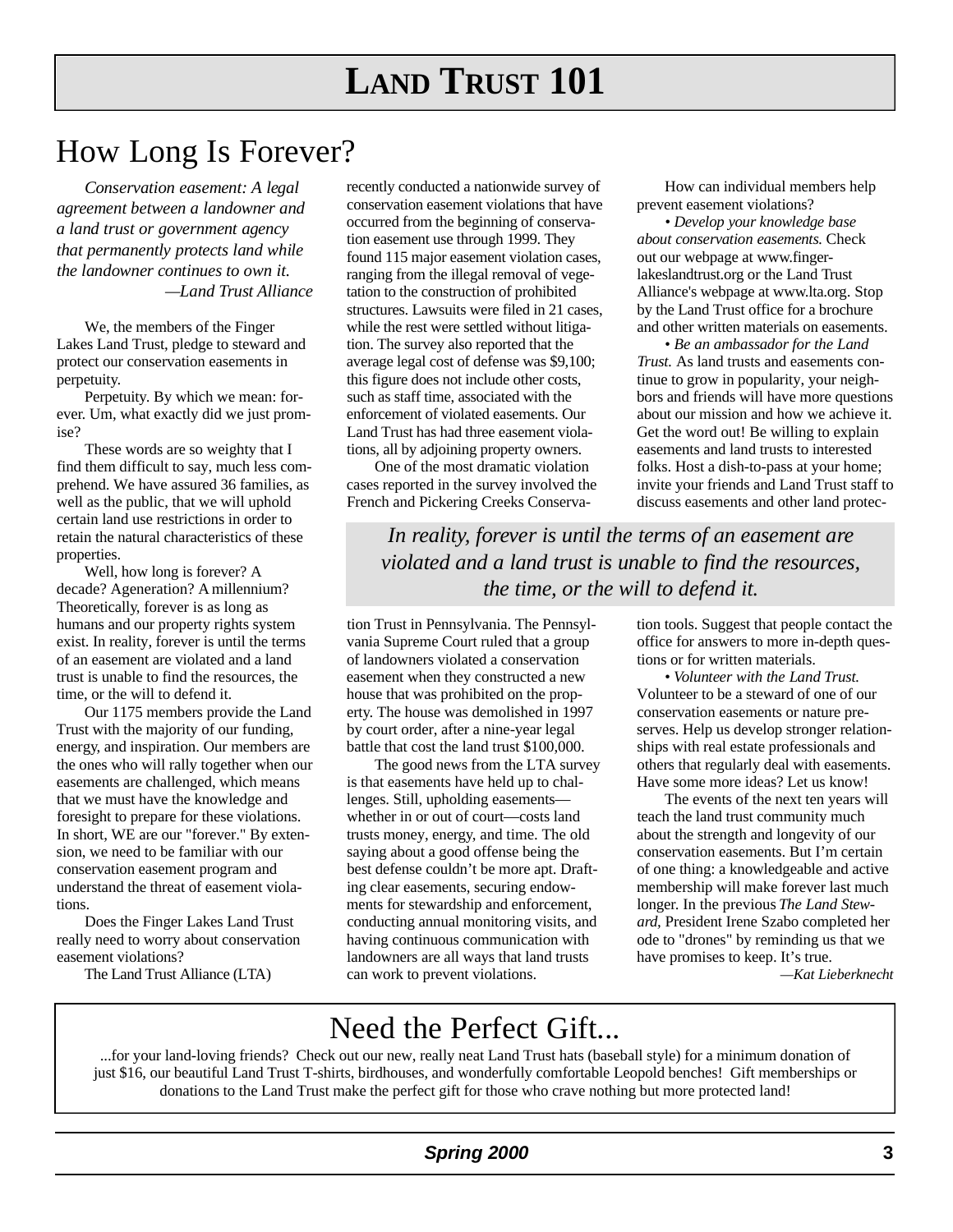# LAND TRUST 101

## How Long Is Forever?

*Conservation easement: A legal agreement between a landowner and a land trust or government agency that permanently protects land while the landowner continues to own it.*
*—Land Trust Alliance*

We, the members of the Finger Lakes Land Trust, pledge to steward and protect our conservation easements in perpetuity.

Perpetuity. By which we mean: forever. Um, what exactly did we just promise?

These words are so weighty that I find them difficult to say, much less comprehend. We have assured 36 families, as well as the public, that we will uphold certain land use restrictions in order to retain the natural characteristics of these properties.

Well, how long is forever? A decade? Ageneration? A millennium? Theoretically, forever is as long as humans and our property rights system exist. In reality, forever is until the terms of an easement are violated and a land trust is unable to find the resources, the time, or the will to defend it.

Our 1175 members provide the Land Trust with the majority of our funding, energy, and inspiration. Our members are the ones who will rally together when our easements are challenged, which means that we must have the knowledge and foresight to prepare for these violations. In short, WE are our "forever." By extension, we need to be familiar with our conservation easement program and understand the threat of easement violations.

Does the Finger Lakes Land Trust really need to worry about conservation easement violations?

The Land Trust Alliance (LTA) recently conducted a nationwide survey of conservation easement violations that have occurred from the beginning of conservation easement use through 1999. They found 115 major easement violation cases, ranging from the illegal removal of vegetation to the construction of prohibited structures. Lawsuits were filed in 21 cases, while the rest were settled without litigation. The survey also reported that the average legal cost of defense was $9,100; this figure does not include other costs, such as staff time, associated with the enforcement of violated easements. Our Land Trust has had three easement violations, all by adjoining property owners.

One of the most dramatic violation cases reported in the survey involved the French and Pickering Creeks Conservation Trust in Pennsylvania. The Pennsylvania Supreme Court ruled that a group of landowners violated a conservation easement when they constructed a new house that was prohibited on the property. The house was demolished in 1997 by court order, after a nine-year legal battle that cost the land trust $100,000.

*In reality, forever is until the terms of an easement are violated and a land trust is unable to find the resources, the time, or the will to defend it.*

The good news from the LTA survey is that easements have held up to challenges. Still, upholding easements—whether in or out of court—costs land trusts money, energy, and time. The old saying about a good offense being the best defense couldn't be more apt. Drafting clear easements, securing endowments for stewardship and enforcement, conducting annual monitoring visits, and having continuous communication with landowners are all ways that land trusts can work to prevent violations.

How can individual members help prevent easement violations?

• *Develop your knowledge base about conservation easements.* Check out our webpage at www.fingerlakeslandtrust.org or the Land Trust Alliance's webpage at www.lta.org. Stop by the Land Trust office for a brochure and other written materials on easements.

• *Be an ambassador for the Land Trust.* As land trusts and easements continue to grow in popularity, your neighbors and friends will have more questions about our mission and how we achieve it. Get the word out! Be willing to explain easements and land trusts to interested folks. Host a dish-to-pass at your home; invite your friends and Land Trust staff to discuss easements and other land protection tools. Suggest that people contact the office for answers to more in-depth questions or for written materials.

• *Volunteer with the Land Trust.* Volunteer to be a steward of one of our conservation easements or nature preserves. Help us develop stronger relationships with real estate professionals and others that regularly deal with easements. Have some more ideas? Let us know!

The events of the next ten years will teach the land trust community much about the strength and longevity of our conservation easements. But I'm certain of one thing: a knowledgeable and active membership will make forever last much longer. In the previous *The Land Steward,* President Irene Szabo completed her ode to "drones" by reminding us that we have promises to keep. It's true.

*—Kat Lieberknecht*

## Need the Perfect Gift...

...for your land-loving friends? Check out our new, really neat Land Trust hats (baseball style) for a minimum donation of just $16, our beautiful Land Trust T-shirts, birdhouses, and wonderfully comfortable Leopold benches! Gift memberships or donations to the Land Trust make the perfect gift for those who crave nothing but more protected land!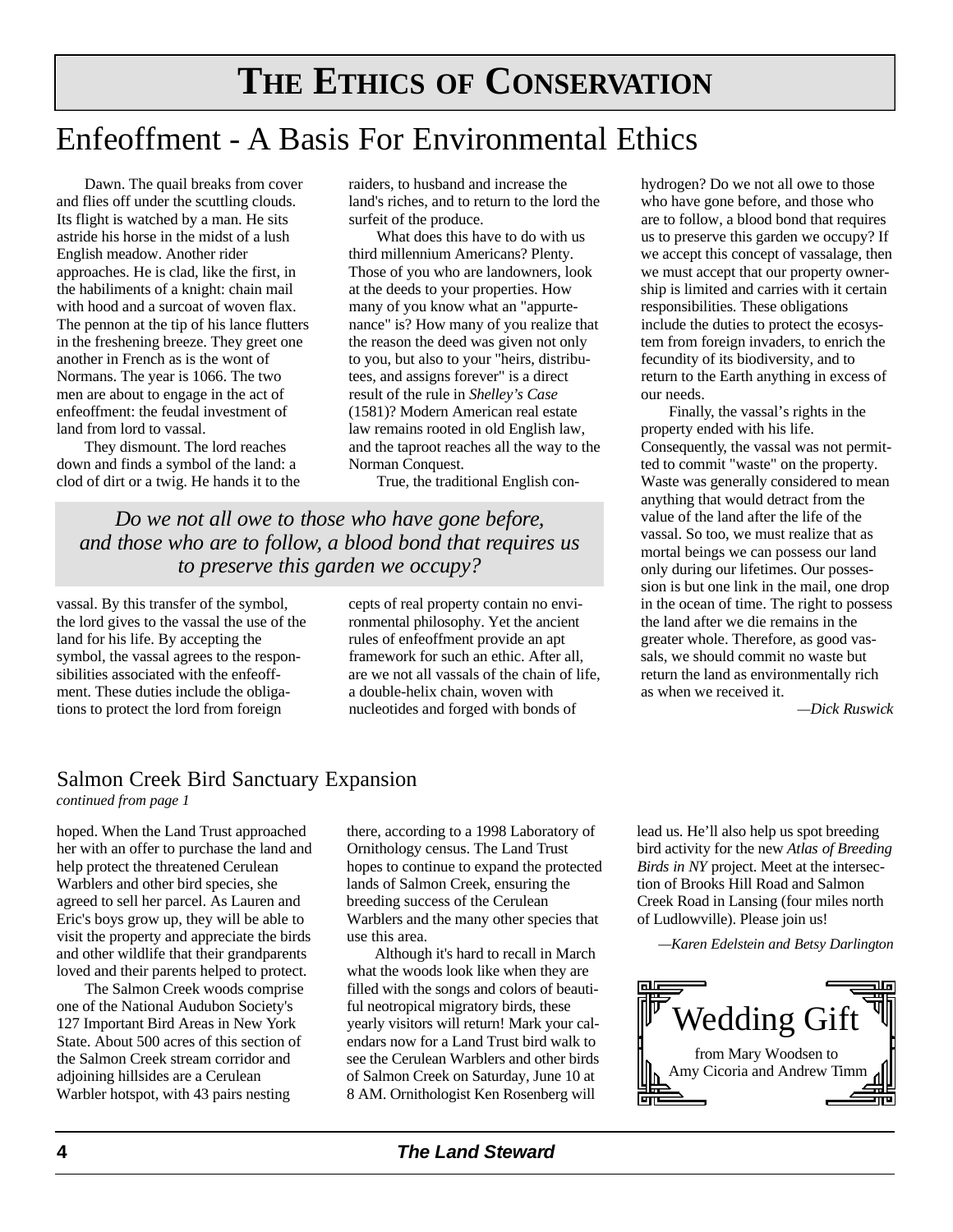# THE ETHICS OF CONSERVATION

## Enfeoffment - A Basis For Environmental Ethics

Dawn. The quail breaks from cover and flies off under the scuttling clouds. Its flight is watched by a man. He sits astride his horse in the midst of a lush English meadow. Another rider approaches. He is clad, like the first, in the habiliments of a knight: chain mail with hood and a surcoat of woven flax. The pennon at the tip of his lance flutters in the freshening breeze. They greet one another in French as is the wont of Normans. The year is 1066. The two men are about to engage in the act of enfeoffment: the feudal investment of land from lord to vassal.

They dismount. The lord reaches down and finds a symbol of the land: a clod of dirt or a twig. He hands it to the vassal. By this transfer of the symbol, the lord gives to the vassal the use of the land for his life. By accepting the symbol, the vassal agrees to the responsibilities associated with the enfeoffment. These duties include the obligations to protect the lord from foreign raiders, to husband and increase the land's riches, and to return to the lord the surfeit of the produce.

What does this have to do with us third millennium Americans? Plenty. Those of you who are landowners, look at the deeds to your properties. How many of you know what an "appurtenance" is? How many of you realize that the reason the deed was given not only to you, but also to your "heirs, distributees, and assigns forever" is a direct result of the rule in *Shelley's Case* (1581)? Modern American real estate law remains rooted in old English law, and the taproot reaches all the way to the Norman Conquest.

True, the traditional English concepts of real property contain no environmental philosophy. Yet the ancient rules of enfeoffment provide an apt framework for such an ethic. After all, are we not all vassals of the chain of life, a double-helix chain, woven with nucleotides and forged with bonds of hydrogen? Do we not all owe to those who have gone before, and those who are to follow, a blood bond that requires us to preserve this garden we occupy? If we accept this concept of vassalage, then we must accept that our property ownership is limited and carries with it certain responsibilities. These obligations include the duties to protect the ecosystem from foreign invaders, to enrich the fecundity of its biodiversity, and to return to the Earth anything in excess of our needs.

> *Do we not all owe to those who have gone before, and those who are to follow, a blood bond that requires us to preserve this garden we occupy?*

Finally, the vassal's rights in the property ended with his life. Consequently, the vassal was not permitted to commit "waste" on the property. Waste was generally considered to mean anything that would detract from the value of the land after the life of the vassal. So too, we must realize that as mortal beings we can possess our land only during our lifetimes. Our possession is but one link in the mail, one drop in the ocean of time. The right to possess the land after we die remains in the greater whole. Therefore, as good vassals, we should commit no waste but return the land as environmentally rich as when we received it.

*—Dick Ruswick*

## Salmon Creek Bird Sanctuary Expansion

*continued from page 1*

hoped. When the Land Trust approached her with an offer to purchase the land and help protect the threatened Cerulean Warblers and other bird species, she agreed to sell her parcel. As Lauren and Eric's boys grow up, they will be able to visit the property and appreciate the birds and other wildlife that their grandparents loved and their parents helped to protect.

The Salmon Creek woods comprise one of the National Audubon Society's 127 Important Bird Areas in New York State. About 500 acres of this section of the Salmon Creek stream corridor and adjoining hillsides are a Cerulean Warbler hotspot, with 43 pairs nesting there, according to a 1998 Laboratory of Ornithology census. The Land Trust hopes to continue to expand the protected lands of Salmon Creek, ensuring the breeding success of the Cerulean Warblers and the many other species that use this area.

Although it's hard to recall in March what the woods look like when they are filled with the songs and colors of beautiful neotropical migratory birds, these yearly visitors will return! Mark your calendars now for a Land Trust bird walk to see the Cerulean Warblers and other birds of Salmon Creek on Saturday, June 10 at 8 AM. Ornithologist Ken Rosenberg will lead us. He'll also help us spot breeding bird activity for the new *Atlas of Breeding Birds in NY* project. Meet at the intersection of Brooks Hill Road and Salmon Creek Road in Lansing (four miles north of Ludlowville). Please join us!

*—Karen Edelstein and Betsy Darlington*

**Wedding Gift**

from Mary Woodsen to Amy Cicoria and Andrew Timm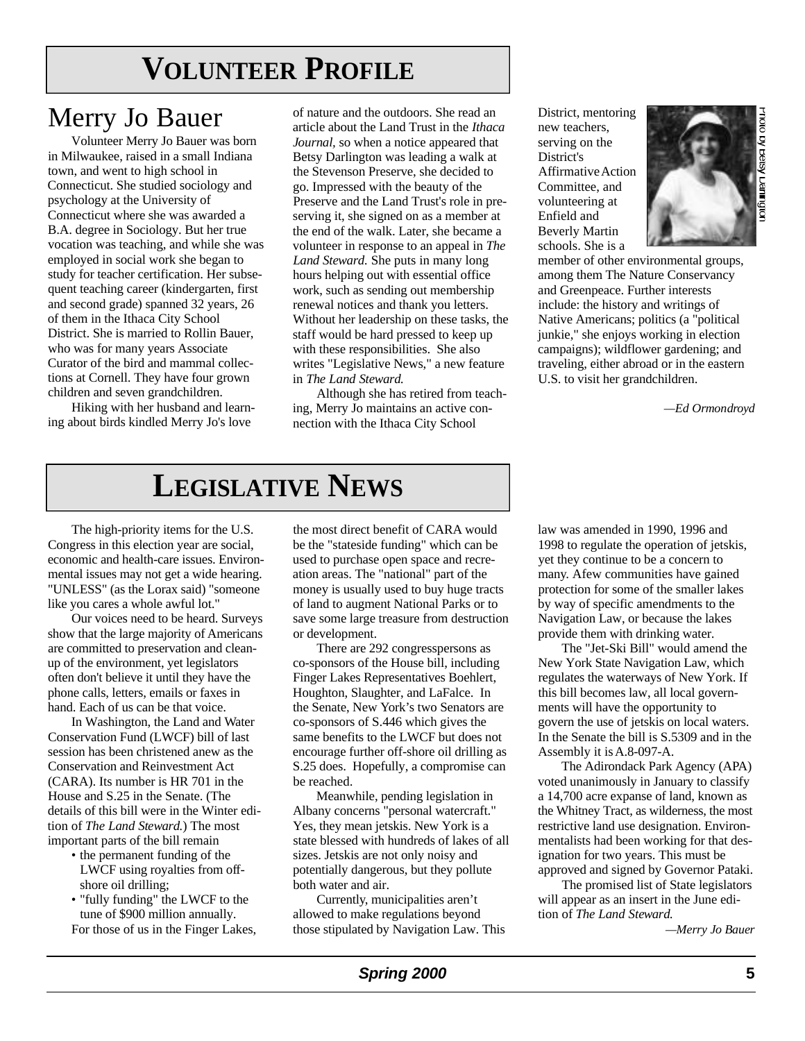# VOLUNTEER PROFILE

## Merry Jo Bauer

Volunteer Merry Jo Bauer was born in Milwaukee, raised in a small Indiana town, and went to high school in Connecticut. She studied sociology and psychology at the University of Connecticut where she was awarded a B.A. degree in Sociology. But her true vocation was teaching, and while she was employed in social work she began to study for teacher certification. Her subsequent teaching career (kindergarten, first and second grade) spanned 32 years, 26 of them in the Ithaca City School District. She is married to Rollin Bauer, who was for many years Associate Curator of the bird and mammal collections at Cornell. They have four grown children and seven grandchildren.

Hiking with her husband and learning about birds kindled Merry Jo's love of nature and the outdoors. She read an article about the Land Trust in the *Ithaca Journal*, so when a notice appeared that Betsy Darlington was leading a walk at the Stevenson Preserve, she decided to go. Impressed with the beauty of the Preserve and the Land Trust's role in preserving it, she signed on as a member at the end of the walk. Later, she became a volunteer in response to an appeal in *The Land Steward.* She puts in many long hours helping out with essential office work, such as sending out membership renewal notices and thank you letters. Without her leadership on these tasks, the staff would be hard pressed to keep up with these responsibilities. She also writes "Legislative News," a new feature in *The Land Steward.*

Although she has retired from teaching, Merry Jo maintains an active connection with the Ithaca City School District, mentoring new teachers, serving on the District's Affirmative Action Committee, and volunteering at Enfield and Beverly Martin schools. She is a member of other environmental groups, among them The Nature Conservancy and Greenpeace. Further interests include: the history and writings of Native Americans; politics (a "political junkie," she enjoys working in election campaigns); wildflower gardening; and traveling, either abroad or in the eastern U.S. to visit her grandchildren.

Photo by Betsy Darlington

*—Ed Ormondroyd*

# LEGISLATIVE NEWS

The high-priority items for the U.S. Congress in this election year are social, economic and health-care issues. Environmental issues may not get a wide hearing. "UNLESS" (as the Lorax said) "someone like you cares a whole awful lot."

Our voices need to be heard. Surveys show that the large majority of Americans are committed to preservation and clean-up of the environment, yet legislators often don't believe it until they have the phone calls, letters, emails or faxes in hand. Each of us can be that voice.

In Washington, the Land and Water Conservation Fund (LWCF) bill of last session has been christened anew as the Conservation and Reinvestment Act (CARA). Its number is HR 701 in the House and S.25 in the Senate. (The details of this bill were in the Winter edition of *The Land Steward.*) The most important parts of the bill remain

- the permanent funding of the LWCF using royalties from off-shore oil drilling;
- "fully funding" the LWCF to the tune of $900 million annually.

For those of us in the Finger Lakes, the most direct benefit of CARA would be the "stateside funding" which can be used to purchase open space and recreation areas. The "national" part of the money is usually used to buy huge tracts of land to augment National Parks or to save some large treasure from destruction or development.

There are 292 congresspersons as co-sponsors of the House bill, including Finger Lakes Representatives Boehlert, Houghton, Slaughter, and LaFalce. In the Senate, New York's two Senators are co-sponsors of S.446 which gives the same benefits to the LWCF but does not encourage further off-shore oil drilling as S.25 does. Hopefully, a compromise can be reached.

Meanwhile, pending legislation in Albany concerns "personal watercraft." Yes, they mean jetskis. New York is a state blessed with hundreds of lakes of all sizes. Jetskis are not only noisy and potentially dangerous, but they pollute both water and air.

Currently, municipalities aren't allowed to make regulations beyond those stipulated by Navigation Law. This law was amended in 1990, 1996 and 1998 to regulate the operation of jetskis, yet they continue to be a concern to many. A few communities have gained protection for some of the smaller lakes by way of specific amendments to the Navigation Law, or because the lakes provide them with drinking water.

The "Jet-Ski Bill" would amend the New York State Navigation Law, which regulates the waterways of New York. If this bill becomes law, all local governments will have the opportunity to govern the use of jetskis on local waters. In the Senate the bill is S.5309 and in the Assembly it is A.8-097-A.

The Adirondack Park Agency (APA) voted unanimously in January to classify a 14,700 acre expanse of land, known as the Whitney Tract, as wilderness, the most restrictive land use designation. Environmentalists had been working for that designation for two years. This must be approved and signed by Governor Pataki.

The promised list of State legislators will appear as an insert in the June edition of *The Land Steward.*

*—Merry Jo Bauer*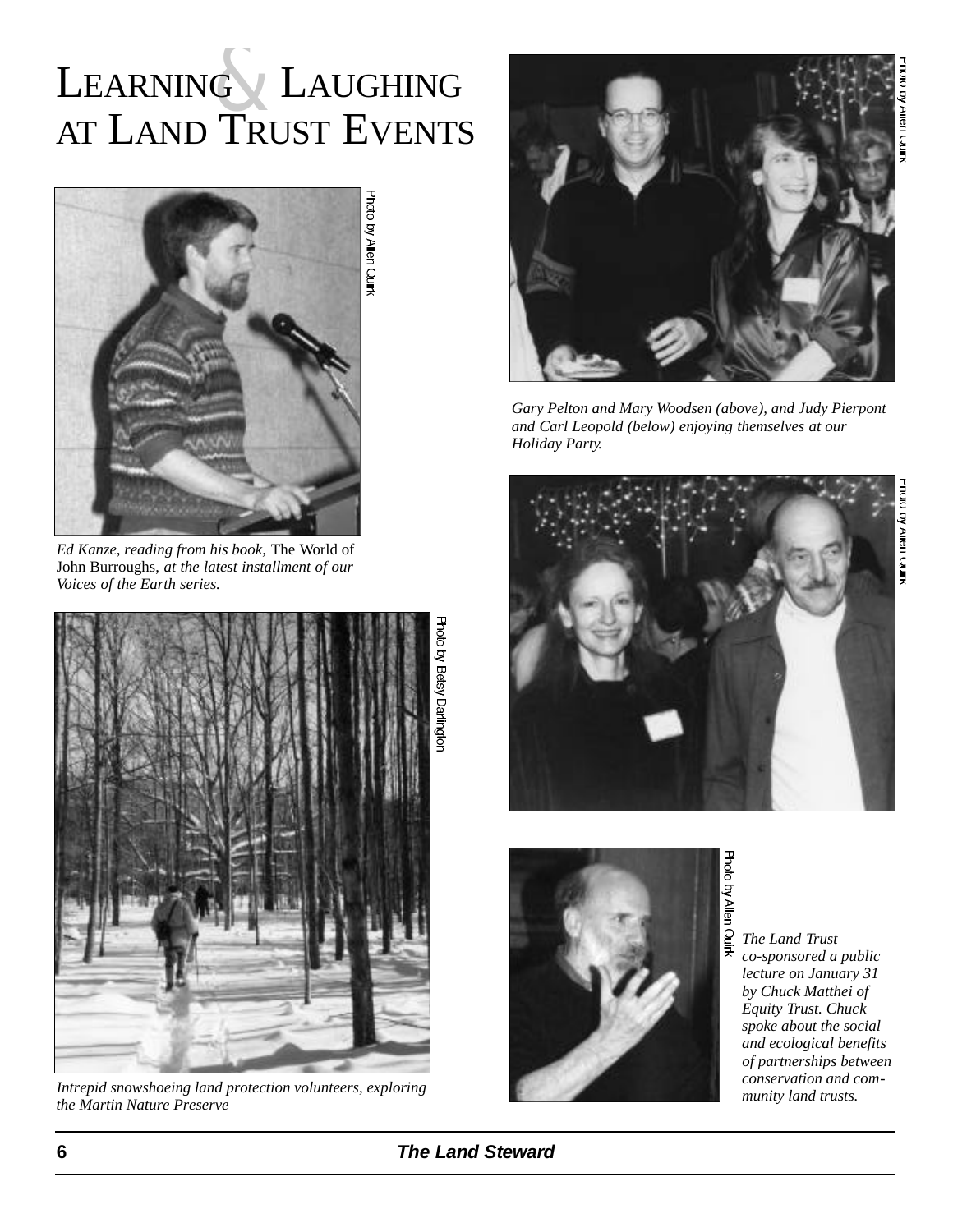# LEARNING & LAUGHING AT LAND TRUST EVENTS

Photo by Allen Quirk

*Ed Kanze, reading from his book,* The World of John Burroughs, *at the latest installment of our Voices of the Earth series.*

Photo by Betsy Darlington

*Intrepid snowshoeing land protection volunteers, exploring the Martin Nature Preserve*

Photo by Allen Quirk

*Gary Pelton and Mary Woodsen (above), and Judy Pierpont and Carl Leopold (below) enjoying themselves at our Holiday Party.*

Photo by Allen Quirk

Photo by Allen Quirk

*The Land Trust co-sponsored a public lecture on January 31 by Chuck Matthei of Equity Trust. Chuck spoke about the social and ecological benefits of partnerships between conservation and community land trusts.*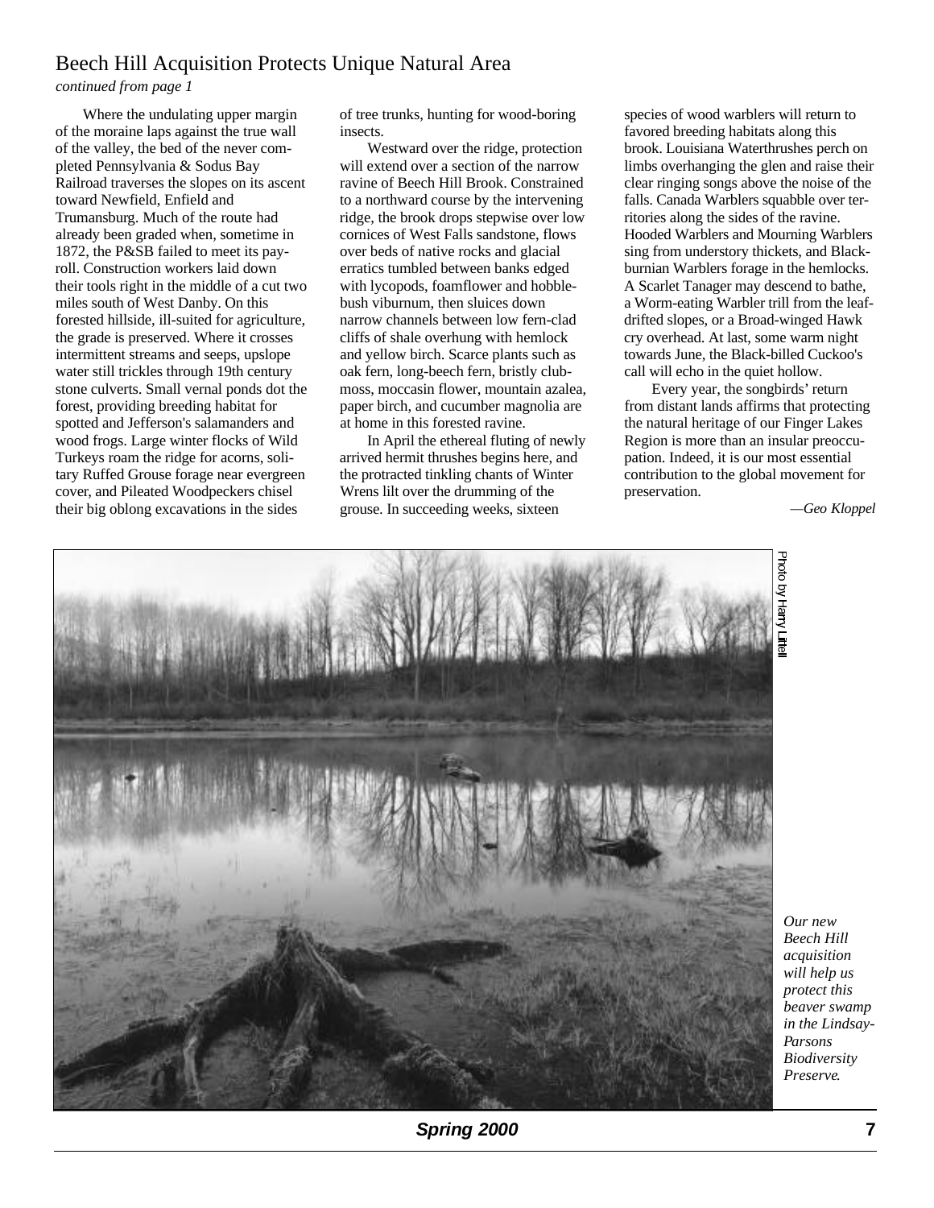## Beech Hill Acquisition Protects Unique Natural Area

*continued from page 1*

Where the undulating upper margin of the moraine laps against the true wall of the valley, the bed of the never completed Pennsylvania & Sodus Bay Railroad traverses the slopes on its ascent toward Newfield, Enfield and Trumansburg. Much of the route had already been graded when, sometime in 1872, the P&SB failed to meet its payroll. Construction workers laid down their tools right in the middle of a cut two miles south of West Danby. On this forested hillside, ill-suited for agriculture, the grade is preserved. Where it crosses intermittent streams and seeps, upslope water still trickles through 19th century stone culverts. Small vernal ponds dot the forest, providing breeding habitat for spotted and Jefferson's salamanders and wood frogs. Large winter flocks of Wild Turkeys roam the ridge for acorns, solitary Ruffed Grouse forage near evergreen cover, and Pileated Woodpeckers chisel their big oblong excavations in the sides of tree trunks, hunting for wood-boring insects.

Westward over the ridge, protection will extend over a section of the narrow ravine of Beech Hill Brook. Constrained to a northward course by the intervening ridge, the brook drops stepwise over low cornices of West Falls sandstone, flows over beds of native rocks and glacial erratics tumbled between banks edged with lycopods, foamflower and hobblebush viburnum, then sluices down narrow channels between low fern-clad cliffs of shale overhung with hemlock and yellow birch. Scarce plants such as oak fern, long-beech fern, bristly clubmoss, moccasin flower, mountain azalea, paper birch, and cucumber magnolia are at home in this forested ravine.

In April the ethereal fluting of newly arrived hermit thrushes begins here, and the protracted tinkling chants of Winter Wrens lilt over the drumming of the grouse. In succeeding weeks, sixteen species of wood warblers will return to favored breeding habitats along this brook. Louisiana Waterthrushes perch on limbs overhanging the glen and raise their clear ringing songs above the noise of the falls. Canada Warblers squabble over territories along the sides of the ravine. Hooded Warblers and Mourning Warblers sing from understory thickets, and Blackburnian Warblers forage in the hemlocks. A Scarlet Tanager may descend to bathe, a Worm-eating Warbler trill from the leaf-drifted slopes, or a Broad-winged Hawk cry overhead. At last, some warm night towards June, the Black-billed Cuckoo's call will echo in the quiet hollow.

Every year, the songbirds' return from distant lands affirms that protecting the natural heritage of our Finger Lakes Region is more than an insular preoccupation. Indeed, it is our most essential contribution to the global movement for preservation.

*—Geo Kloppel*

Photo by Harry Littell

*Our new Beech Hill acquisition will help us protect this beaver swamp in the Lindsay-Parsons Biodiversity Preserve.*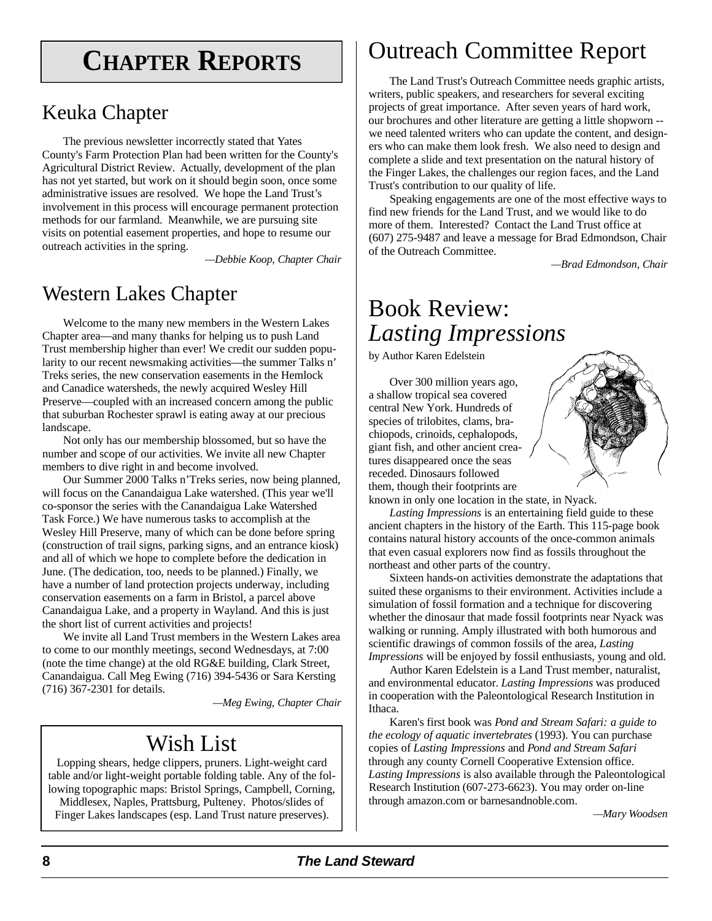# Chapter Reports

## Keuka Chapter

The previous newsletter incorrectly stated that Yates County's Farm Protection Plan had been written for the County's Agricultural District Review. Actually, development of the plan has not yet started, but work on it should begin soon, once some administrative issues are resolved. We hope the Land Trust's involvement in this process will encourage permanent protection methods for our farmland. Meanwhile, we are pursuing site visits on potential easement properties, and hope to resume our outreach activities in the spring.

*—Debbie Koop, Chapter Chair*

## Western Lakes Chapter

Welcome to the many new members in the Western Lakes Chapter area—and many thanks for helping us to push Land Trust membership higher than ever! We credit our sudden popularity to our recent newsmaking activities—the summer Talks n' Treks series, the new conservation easements in the Hemlock and Canadice watersheds, the newly acquired Wesley Hill Preserve—coupled with an increased concern among the public that suburban Rochester sprawl is eating away at our precious landscape.

Not only has our membership blossomed, but so have the number and scope of our activities. We invite all new Chapter members to dive right in and become involved.

Our Summer 2000 Talks n'Treks series, now being planned, will focus on the Canandaigua Lake watershed. (This year we'll co-sponsor the series with the Canandaigua Lake Watershed Task Force.) We have numerous tasks to accomplish at the Wesley Hill Preserve, many of which can be done before spring (construction of trail signs, parking signs, and an entrance kiosk) and all of which we hope to complete before the dedication in June. (The dedication, too, needs to be planned.) Finally, we have a number of land protection projects underway, including conservation easements on a farm in Bristol, a parcel above Canandaigua Lake, and a property in Wayland. And this is just the short list of current activities and projects!

We invite all Land Trust members in the Western Lakes area to come to our monthly meetings, second Wednesdays, at 7:00 (note the time change) at the old RG&E building, Clark Street, Canandaigua. Call Meg Ewing (716) 394-5436 or Sara Kersting (716) 367-2301 for details.

*—Meg Ewing, Chapter Chair*

## Wish List

Lopping shears, hedge clippers, pruners. Light-weight card table and/or light-weight portable folding table. Any of the following topographic maps: Bristol Springs, Campbell, Corning, Middlesex, Naples, Prattsburg, Pulteney. Photos/slides of Finger Lakes landscapes (esp. Land Trust nature preserves).

# Outreach Committee Report

The Land Trust's Outreach Committee needs graphic artists, writers, public speakers, and researchers for several exciting projects of great importance. After seven years of hard work, our brochures and other literature are getting a little shopworn -- we need talented writers who can update the content, and designers who can make them look fresh. We also need to design and complete a slide and text presentation on the natural history of the Finger Lakes, the challenges our region faces, and the Land Trust's contribution to our quality of life.

Speaking engagements are one of the most effective ways to find new friends for the Land Trust, and we would like to do more of them. Interested? Contact the Land Trust office at (607) 275-9487 and leave a message for Brad Edmondson, Chair of the Outreach Committee.

*—Brad Edmondson, Chair*

# Book Review: *Lasting Impressions*

by Author Karen Edelstein

Over 300 million years ago, a shallow tropical sea covered central New York. Hundreds of species of trilobites, clams, brachiopods, crinoids, cephalopods, giant fish, and other ancient creatures disappeared once the seas receded. Dinosaurs followed them, though their footprints are known in only one location in the state, in Nyack.

*Lasting Impressions* is an entertaining field guide to these ancient chapters in the history of the Earth. This 115-page book contains natural history accounts of the once-common animals that even casual explorers now find as fossils throughout the northeast and other parts of the country.

Sixteen hands-on activities demonstrate the adaptations that suited these organisms to their environment. Activities include a simulation of fossil formation and a technique for discovering whether the dinosaur that made fossil footprints near Nyack was walking or running. Amply illustrated with both humorous and scientific drawings of common fossils of the area, *Lasting Impressions* will be enjoyed by fossil enthusiasts, young and old.

Author Karen Edelstein is a Land Trust member, naturalist, and environmental educator. *Lasting Impressions* was produced in cooperation with the Paleontological Research Institution in Ithaca.

Karen's first book was *Pond and Stream Safari: a guide to the ecology of aquatic invertebrates* (1993). You can purchase copies of *Lasting Impressions* and *Pond and Stream Safari* through any county Cornell Cooperative Extension office. *Lasting Impressions* is also available through the Paleontological Research Institution (607-273-6623). You may order on-line through amazon.com or barnesandnoble.com.

*—Mary Woodsen*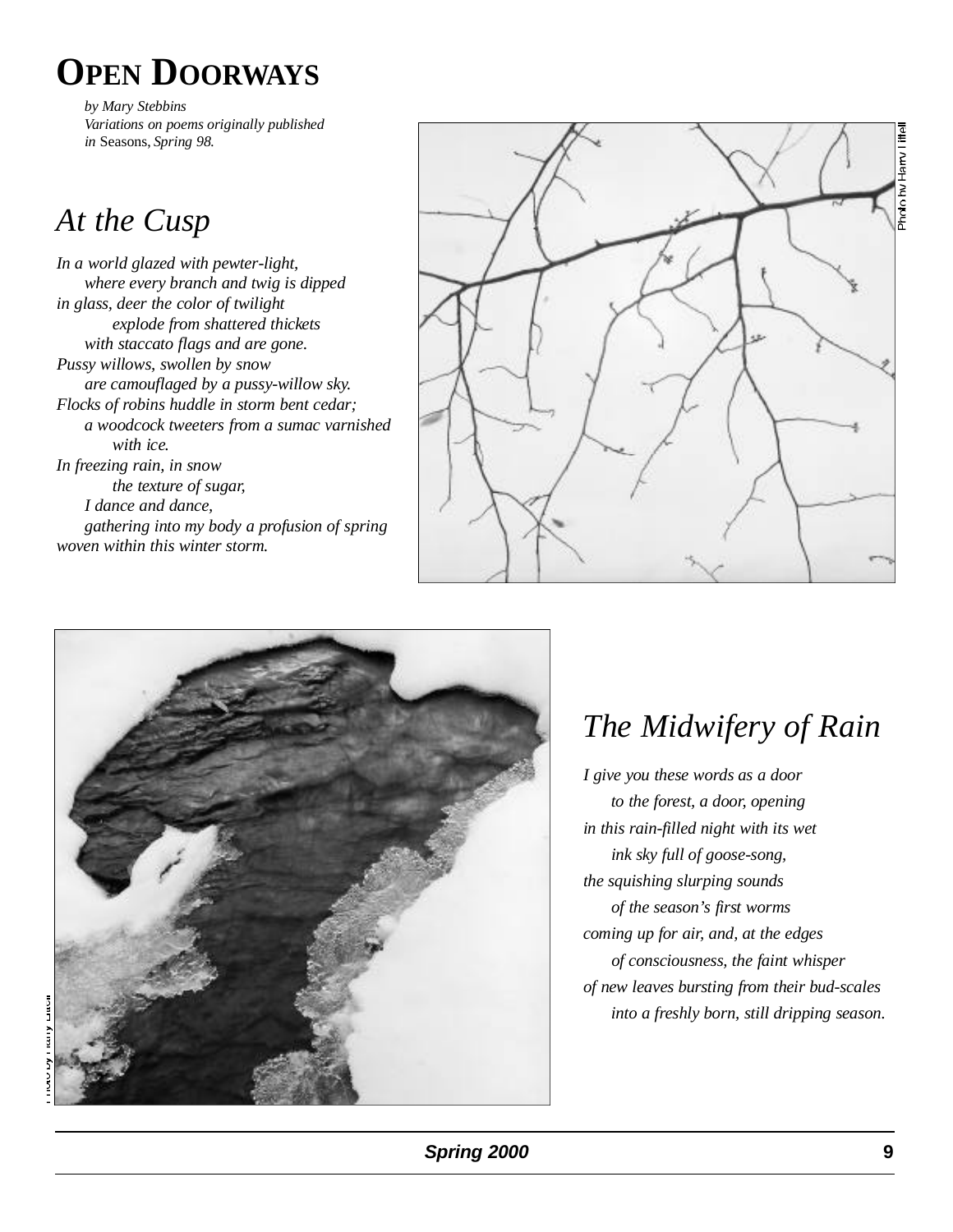# Open Doorways

*by Mary Stebbins*
*Variations on poems originally published in* Seasons, *Spring 98.*

## *At the Cusp*

*In a world glazed with pewter-light,*
*where every branch and twig is dipped*
*in glass, deer the color of twilight*
*explode from shattered thickets*
*with staccato flags and are gone.*
*Pussy willows, swollen by snow*
*are camouflaged by a pussy-willow sky.*
*Flocks of robins huddle in storm bent cedar;*
*a woodcock tweeters from a sumac varnished*
*with ice.*
*In freezing rain, in snow*
*the texture of sugar,*
*I dance and dance,*
*gathering into my body a profusion of spring*
*woven within this winter storm.*

Photo by Harry Littell

Photo by Harry Littell

## *The Midwifery of Rain*

*I give you these words as a door*
*to the forest, a door, opening*
*in this rain-filled night with its wet*
*ink sky full of goose-song,*
*the squishing slurping sounds*
*of the season's first worms*
*coming up for air, and, at the edges*
*of consciousness, the faint whisper*
*of new leaves bursting from their bud-scales*
*into a freshly born, still dripping season.*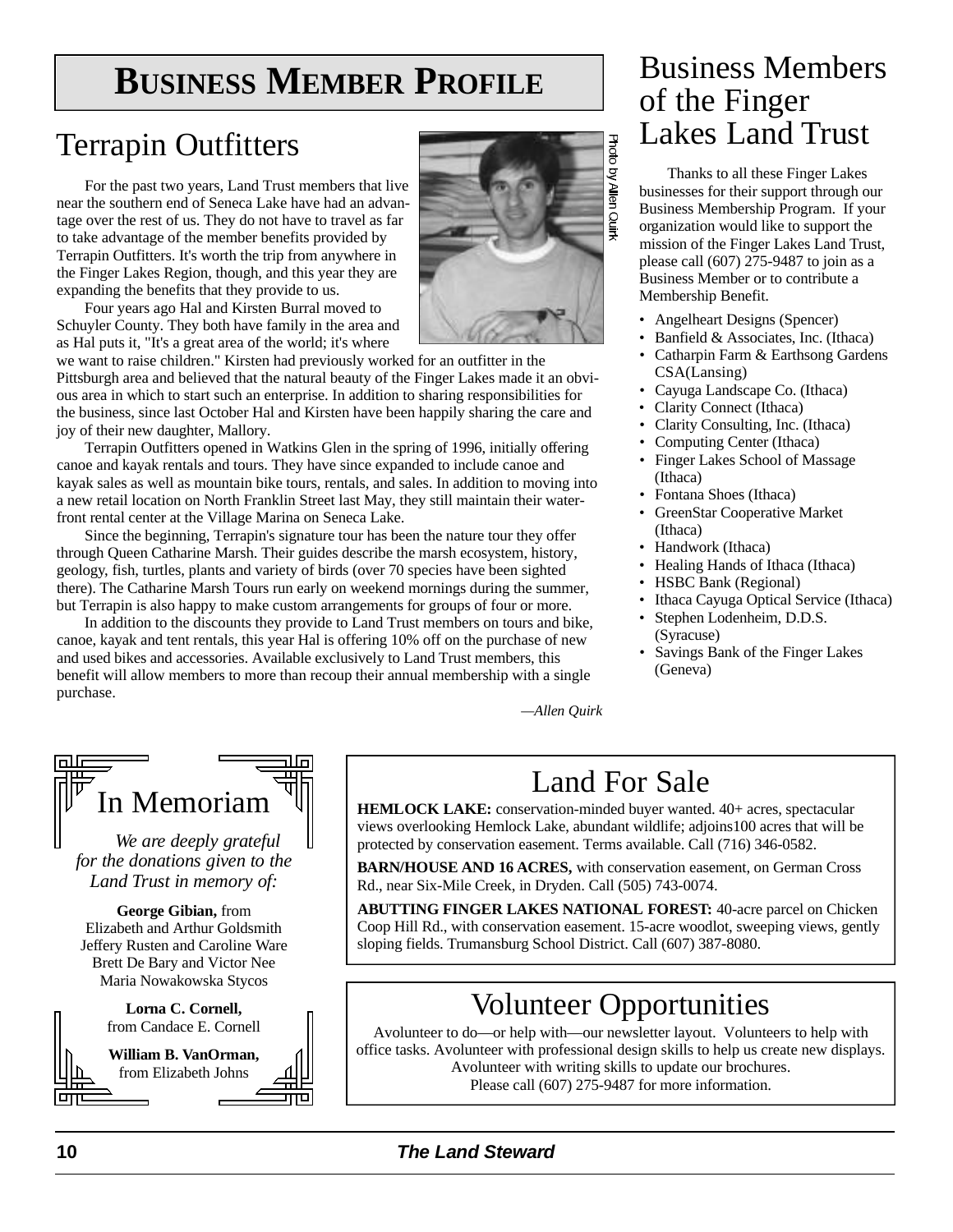# Business Member Profile

## Terrapin Outfitters

Photo by Allen Quirk

For the past two years, Land Trust members that live near the southern end of Seneca Lake have had an advantage over the rest of us. They do not have to travel as far to take advantage of the member benefits provided by Terrapin Outfitters. It's worth the trip from anywhere in the Finger Lakes Region, though, and this year they are expanding the benefits that they provide to us.

Four years ago Hal and Kirsten Burral moved to Schuyler County. They both have family in the area and as Hal puts it, "It's a great area of the world; it's where we want to raise children." Kirsten had previously worked for an outfitter in the Pittsburgh area and believed that the natural beauty of the Finger Lakes made it an obvious area in which to start such an enterprise. In addition to sharing responsibilities for the business, since last October Hal and Kirsten have been happily sharing the care and joy of their new daughter, Mallory.

Terrapin Outfitters opened in Watkins Glen in the spring of 1996, initially offering canoe and kayak rentals and tours. They have since expanded to include canoe and kayak sales as well as mountain bike tours, rentals, and sales. In addition to moving into a new retail location on North Franklin Street last May, they still maintain their waterfront rental center at the Village Marina on Seneca Lake.

Since the beginning, Terrapin's signature tour has been the nature tour they offer through Queen Catharine Marsh. Their guides describe the marsh ecosystem, history, geology, fish, turtles, plants and variety of birds (over 70 species have been sighted there). The Catharine Marsh Tours run early on weekend mornings during the summer, but Terrapin is also happy to make custom arrangements for groups of four or more.

In addition to the discounts they provide to Land Trust members on tours and bike, canoe, kayak and tent rentals, this year Hal is offering 10% off on the purchase of new and used bikes and accessories. Available exclusively to Land Trust members, this benefit will allow members to more than recoup their annual membership with a single purchase.

*—Allen Quirk*

# Business Members of the Finger Lakes Land Trust

Thanks to all these Finger Lakes businesses for their support through our Business Membership Program. If your organization would like to support the mission of the Finger Lakes Land Trust, please call (607) 275-9487 to join as a Business Member or to contribute a Membership Benefit.

- Angelheart Designs (Spencer)
- Banfield & Associates, Inc. (Ithaca)
- Catharpin Farm & Earthsong Gardens CSA(Lansing)
- Cayuga Landscape Co. (Ithaca)
- Clarity Connect (Ithaca)
- Clarity Consulting, Inc. (Ithaca)
- Computing Center (Ithaca)
- Finger Lakes School of Massage (Ithaca)
- Fontana Shoes (Ithaca)
- GreenStar Cooperative Market (Ithaca)
- Handwork (Ithaca)
- Healing Hands of Ithaca (Ithaca)
- HSBC Bank (Regional)
- Ithaca Cayuga Optical Service (Ithaca)
- Stephen Lodenheim, D.D.S. (Syracuse)
- Savings Bank of the Finger Lakes (Geneva)

# In Memoriam

*We are deeply grateful for the donations given to the Land Trust in memory of:*

**George Gibian,** from
Elizabeth and Arthur Goldsmith
Jeffery Rusten and Caroline Ware
Brett De Bary and Victor Nee
Maria Nowakowska Stycos

**Lorna C. Cornell,**
from Candace E. Cornell

**William B. VanOrman,**
from Elizabeth Johns

# Land For Sale

**HEMLOCK LAKE:** conservation-minded buyer wanted. 40+ acres, spectacular views overlooking Hemlock Lake, abundant wildlife; adjoins100 acres that will be protected by conservation easement. Terms available. Call (716) 346-0582.

**BARN/HOUSE AND 16 ACRES,** with conservation easement, on German Cross Rd., near Six-Mile Creek, in Dryden. Call (505) 743-0074.

**ABUTTING FINGER LAKES NATIONAL FOREST:** 40-acre parcel on Chicken Coop Hill Rd., with conservation easement. 15-acre woodlot, sweeping views, gently sloping fields. Trumansburg School District. Call (607) 387-8080.

# Volunteer Opportunities

Avolunteer to do—or help with—our newsletter layout. Volunteers to help with office tasks. Avolunteer with professional design skills to help us create new displays. Avolunteer with writing skills to update our brochures.
Please call (607) 275-9487 for more information.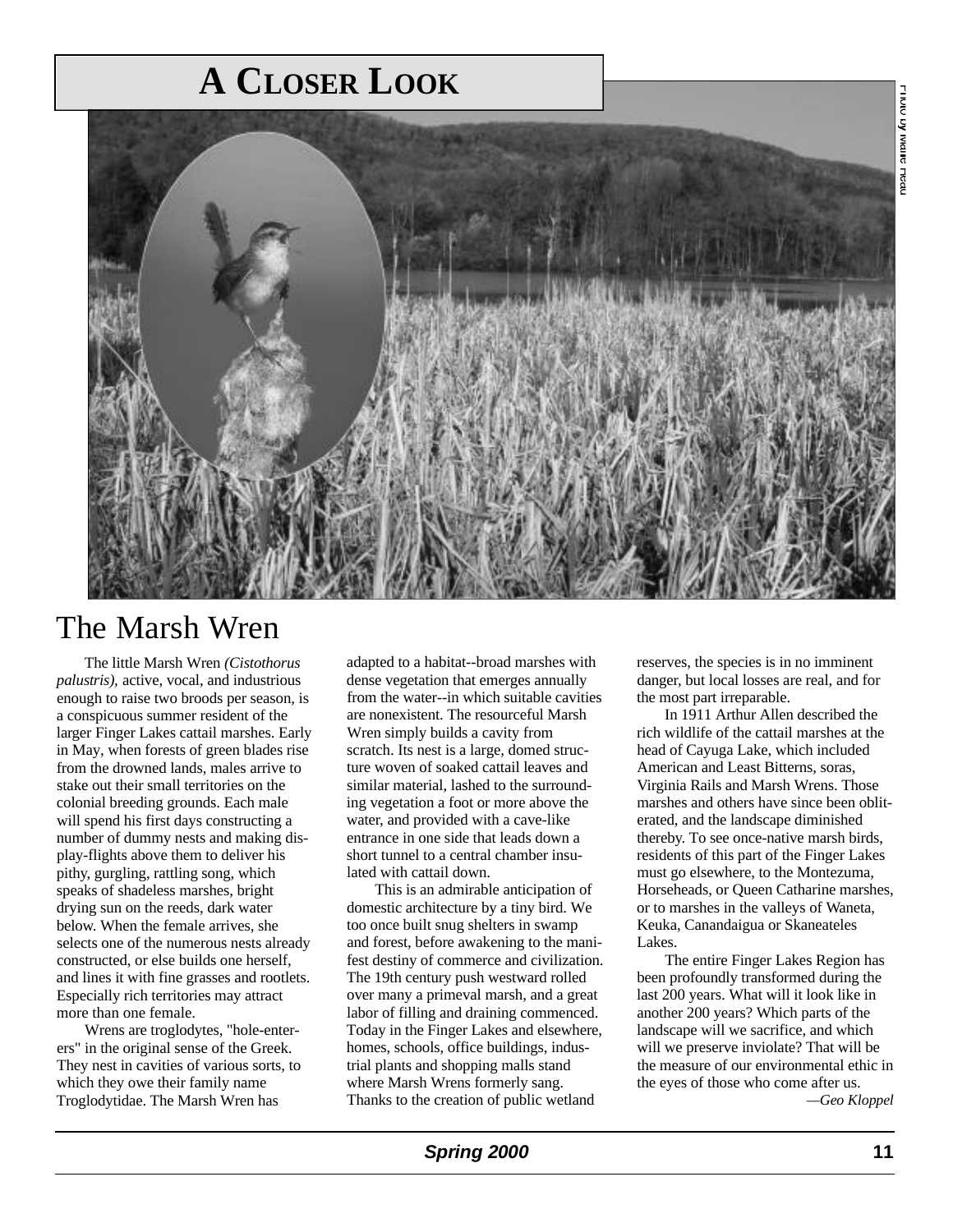# A CLOSER LOOK

Photo by Marie Read

## The Marsh Wren

The little Marsh Wren *(Cistothorus palustris),* active, vocal, and industrious enough to raise two broods per season, is a conspicuous summer resident of the larger Finger Lakes cattail marshes. Early in May, when forests of green blades rise from the drowned lands, males arrive to stake out their small territories on the colonial breeding grounds. Each male will spend his first days constructing a number of dummy nests and making display-flights above them to deliver his pithy, gurgling, rattling song, which speaks of shadeless marshes, bright drying sun on the reeds, dark water below. When the female arrives, she selects one of the numerous nests already constructed, or else builds one herself, and lines it with fine grasses and rootlets. Especially rich territories may attract more than one female.

Wrens are troglodytes, "hole-enterers" in the original sense of the Greek. They nest in cavities of various sorts, to which they owe their family name Troglodytidae. The Marsh Wren has adapted to a habitat--broad marshes with dense vegetation that emerges annually from the water--in which suitable cavities are nonexistent. The resourceful Marsh Wren simply builds a cavity from scratch. Its nest is a large, domed structure woven of soaked cattail leaves and similar material, lashed to the surrounding vegetation a foot or more above the water, and provided with a cave-like entrance in one side that leads down a short tunnel to a central chamber insulated with cattail down.

This is an admirable anticipation of domestic architecture by a tiny bird. We too once built snug shelters in swamp and forest, before awakening to the manifest destiny of commerce and civilization. The 19th century push westward rolled over many a primeval marsh, and a great labor of filling and draining commenced. Today in the Finger Lakes and elsewhere, homes, schools, office buildings, industrial plants and shopping malls stand where Marsh Wrens formerly sang. Thanks to the creation of public wetland reserves, the species is in no imminent danger, but local losses are real, and for the most part irreparable.

In 1911 Arthur Allen described the rich wildlife of the cattail marshes at the head of Cayuga Lake, which included American and Least Bitterns, soras, Virginia Rails and Marsh Wrens. Those marshes and others have since been obliterated, and the landscape diminished thereby. To see once-native marsh birds, residents of this part of the Finger Lakes must go elsewhere, to the Montezuma, Horseheads, or Queen Catharine marshes, or to marshes in the valleys of Waneta, Keuka, Canandaigua or Skaneateles Lakes.

The entire Finger Lakes Region has been profoundly transformed during the last 200 years. What will it look like in another 200 years? Which parts of the landscape will we sacrifice, and which will we preserve inviolate? That will be the measure of our environmental ethic in the eyes of those who come after us.

*—Geo Kloppel*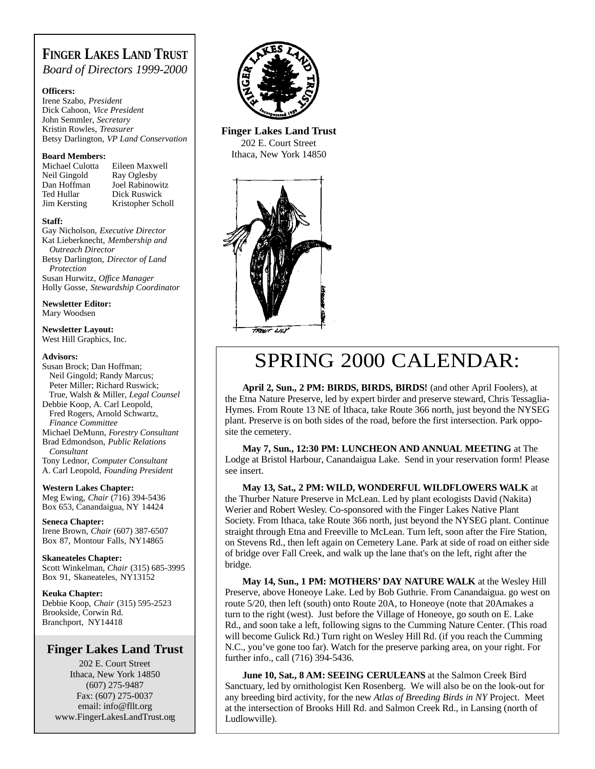# FINGER LAKES LAND TRUST

*Board of Directors 1999-2000*

**Officers:**

Irene Szabo, *President*
Dick Cahoon, *Vice President*
John Semmler, *Secretary*
Kristin Rowles, *Treasurer*
Betsy Darlington, *VP Land Conservation*

**Board Members:**

Michael Culotta
Neil Gingold
Dan Hoffman
Ted Hullar
Jim Kersting
Eileen Maxwell
Ray Oglesby
Joel Rabinowitz
Dick Ruswick
Kristopher Scholl

**Staff:**

Gay Nicholson, *Executive Director*
Kat Lieberknecht, *Membership and Outreach Director*
Betsy Darlington, *Director of Land Protection*
Susan Hurwitz, *Office Manager*
Holly Gosse, *Stewardship Coordinator*

**Newsletter Editor:**
Mary Woodsen

**Newsletter Layout:**
West Hill Graphics, Inc.

**Advisors:**

Susan Brock; Dan Hoffman; Neil Gingold; Randy Marcus; Peter Miller; Richard Ruswick; True, Walsh & Miller, *Legal Counsel*
Debbie Koop, A. Carl Leopold, Fred Rogers, Arnold Schwartz, *Finance Committee*
Michael DeMunn, *Forestry Consultant*
Brad Edmondson, *Public Relations Consultant*
Tony Lednor, *Computer Consultant*
A. Carl Leopold, *Founding President*

**Western Lakes Chapter:**
Meg Ewing, *Chair* (716) 394-5436
Box 653, Canandaigua, NY 14424

**Seneca Chapter:**
Irene Brown, *Chair* (607) 387-6507
Box 87, Montour Falls, NY14865

**Skaneateles Chapter:**
Scott Winkelman, *Chair* (315) 685-3995
Box 91, Skaneateles, NY13152

**Keuka Chapter:**
Debbie Koop, *Chair* (315) 595-2523
Brookside, Corwin Rd.
Branchport, NY14418

## Finger Lakes Land Trust

202 E. Court Street
Ithaca, New York 14850
(607) 275-9487
Fax: (607) 275-0037
email: info@fllt.org
www.FingerLakesLandTrust.org

**Finger Lakes Land Trust**
202 E. Court Street
Ithaca, New York 14850

TROUT LILY

# SPRING 2000 CALENDAR:

**April 2, Sun., 2 PM: BIRDS, BIRDS, BIRDS!** (and other April Foolers), at the Etna Nature Preserve, led by expert birder and preserve steward, Chris Tessaglia-Hymes. From Route 13 NE of Ithaca, take Route 366 north, just beyond the NYSEG plant. Preserve is on both sides of the road, before the first intersection. Park opposite the cemetery.

**May 7, Sun., 12:30 PM: LUNCHEON AND ANNUAL MEETING** at The Lodge at Bristol Harbour, Canandaigua Lake. Send in your reservation form! Please see insert.

**May 13, Sat., 2 PM: WILD, WONDERFUL WILDFLOWERS WALK** at the Thurber Nature Preserve in McLean. Led by plant ecologists David (Nakita) Werier and Robert Wesley. Co-sponsored with the Finger Lakes Native Plant Society. From Ithaca, take Route 366 north, just beyond the NYSEG plant. Continue straight through Etna and Freeville to McLean. Turn left, soon after the Fire Station, on Stevens Rd., then left again on Cemetery Lane. Park at side of road on either side of bridge over Fall Creek, and walk up the lane that's on the left, right after the bridge.

**May 14, Sun., 1 PM: MOTHERS' DAY NATURE WALK** at the Wesley Hill Preserve, above Honeoye Lake. Led by Bob Guthrie. From Canandaigua. go west on route 5/20, then left (south) onto Route 20A, to Honeoye (note that 20Amakes a turn to the right (west). Just before the Village of Honeoye, go south on E. Lake Rd., and soon take a left, following signs to the Cumming Nature Center. (This road will become Gulick Rd.) Turn right on Wesley Hill Rd. (if you reach the Cumming N.C., you've gone too far). Watch for the preserve parking area, on your right. For further info., call (716) 394-5436.

**June 10, Sat., 8 AM: SEEING CERULEANS** at the Salmon Creek Bird Sanctuary, led by ornithologist Ken Rosenberg. We will also be on the look-out for any breeding bird activity, for the new *Atlas of Breeding Birds in NY* Project. Meet at the intersection of Brooks Hill Rd. and Salmon Creek Rd., in Lansing (north of Ludlowville).